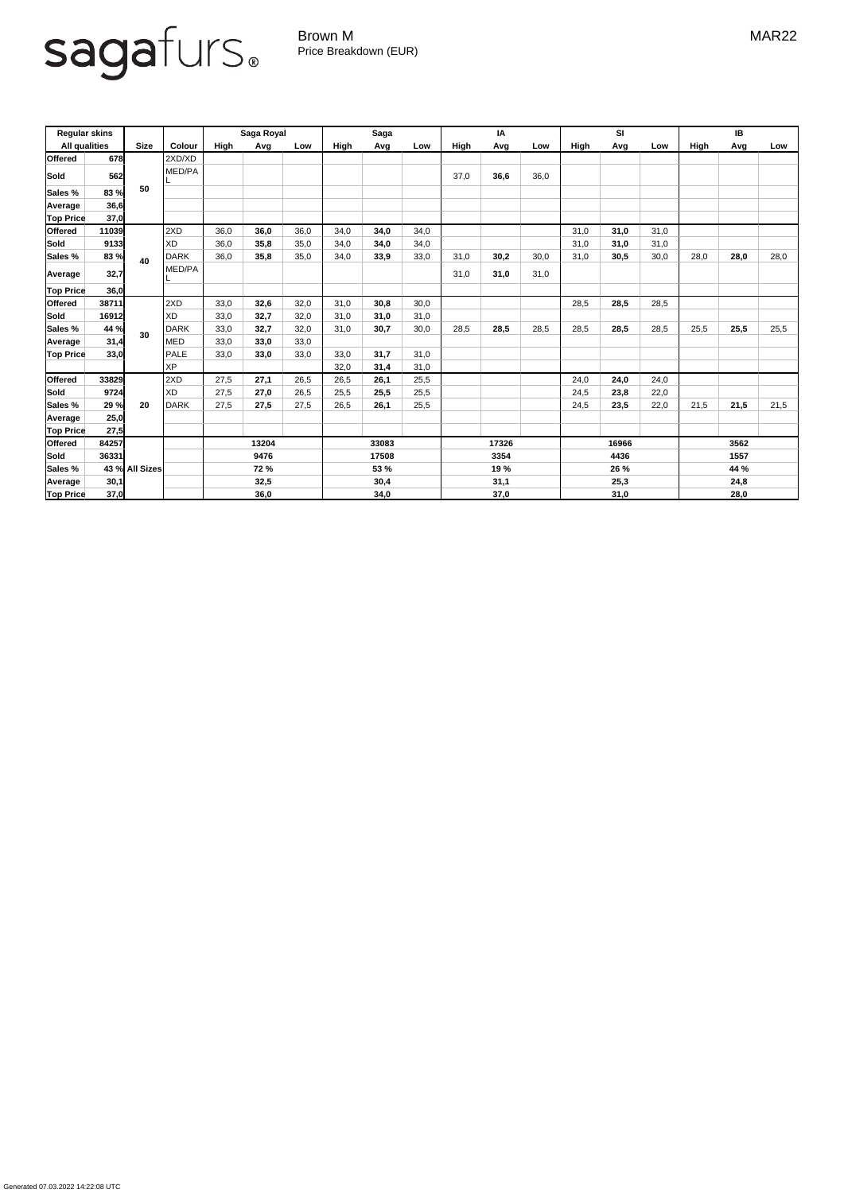sagafurs®

Brown M
Price Breakdown (EUR)

MAR22

| Regular skins | | | | Saga Royal | | | Saga | | | IA | | | SI | | | IB | | |
|---|---|---|---|---|---|---|---|---|---|---|---|---|---|---|---|---|---|---|
| All qualities | | Size | Colour | High | Avg | Low | High | Avg | Low | High | Avg | Low | High | Avg | Low | High | Avg | Low |
| **Offered** | **678** | **50** | 2XD/XD | | | | | | | | | | | | | | | |
| **Sold** | **562** | | MED/PAL | | | | | | | 37,0 | **36,6** | 36,0 | | | | | | |
| **Sales %** | **83 %** | | | | | | | | | | | | | | | | | |
| **Average** | **36,6** | | | | | | | | | | | | | | | | | |
| **Top Price** | **37,0** | | | | | | | | | | | | | | | | | |
| **Offered** | **11039** | **40** | 2XD | 36,0 | **36,0** | 36,0 | 34,0 | **34,0** | 34,0 | | | | 31,0 | **31,0** | 31,0 | | | |
| **Sold** | **9133** | | XD | 36,0 | **35,8** | 35,0 | 34,0 | **34,0** | 34,0 | | | | 31,0 | **31,0** | 31,0 | | | |
| **Sales %** | **83 %** | | DARK | 36,0 | **35,8** | 35,0 | 34,0 | **33,9** | 33,0 | 31,0 | **30,2** | 30,0 | 31,0 | **30,5** | 30,0 | 28,0 | **28,0** | 28,0 |
| **Average** | **32,7** | | MED/PAL | | | | | | | 31,0 | **31,0** | 31,0 | | | | | | |
| **Top Price** | **36,0** | | | | | | | | | | | | | | | | | |
| **Offered** | **38711** | **30** | 2XD | 33,0 | **32,6** | 32,0 | 31,0 | **30,8** | 30,0 | | | | 28,5 | **28,5** | 28,5 | | | |
| **Sold** | **16912** | | XD | 33,0 | **32,7** | 32,0 | 31,0 | **31,0** | 31,0 | | | | | | | | | |
| **Sales %** | **44 %** | | DARK | 33,0 | **32,7** | 32,0 | 31,0 | **30,7** | 30,0 | 28,5 | **28,5** | 28,5 | 28,5 | **28,5** | 28,5 | 25,5 | **25,5** | 25,5 |
| **Average** | **31,4** | | MED | 33,0 | **33,0** | 33,0 | | | | | | | | | | | | |
| **Top Price** | **33,0** | | PALE | 33,0 | **33,0** | 33,0 | 33,0 | **31,7** | 31,0 | | | | | | | | | |
| | | | XP | | | | 32,0 | **31,4** | 31,0 | | | | | | | | | |
| **Offered** | **33829** | **20** | 2XD | 27,5 | **27,1** | 26,5 | 26,5 | **26,1** | 25,5 | | | | 24,0 | **24,0** | 24,0 | | | |
| **Sold** | **9724** | | XD | 27,5 | **27,0** | 26,5 | 25,5 | **25,5** | 25,5 | | | | 24,5 | **23,8** | 22,0 | | | |
| **Sales %** | **29 %** | | DARK | 27,5 | **27,5** | 27,5 | 26,5 | **26,1** | 25,5 | | | | 24,5 | **23,5** | 22,0 | 21,5 | **21,5** | 21,5 |
| **Average** | **25,0** | | | | | | | | | | | | | | | | | |
| **Top Price** | **27,5** | | | | | | | | | | | | | | | | | |
| **Offered** | **84257** | **All Sizes** | | | **13204** | | | **33083** | | | **17326** | | | **16966** | | | **3562** | |
| **Sold** | **36331** | | | | **9476** | | | **17508** | | | **3354** | | | **4436** | | | **1557** | |
| **Sales %** | **43 %** | | | | **72 %** | | | **53 %** | | | **19 %** | | | **26 %** | | | **44 %** | |
| **Average** | **30,1** | | | | **32,5** | | | **30,4** | | | **31,1** | | | **25,3** | | | **24,8** | |
| **Top Price** | **37,0** | | | | **36,0** | | | **34,0** | | | **37,0** | | | **31,0** | | | **28,0** | |

Generated 07.03.2022 14:22:08 UTC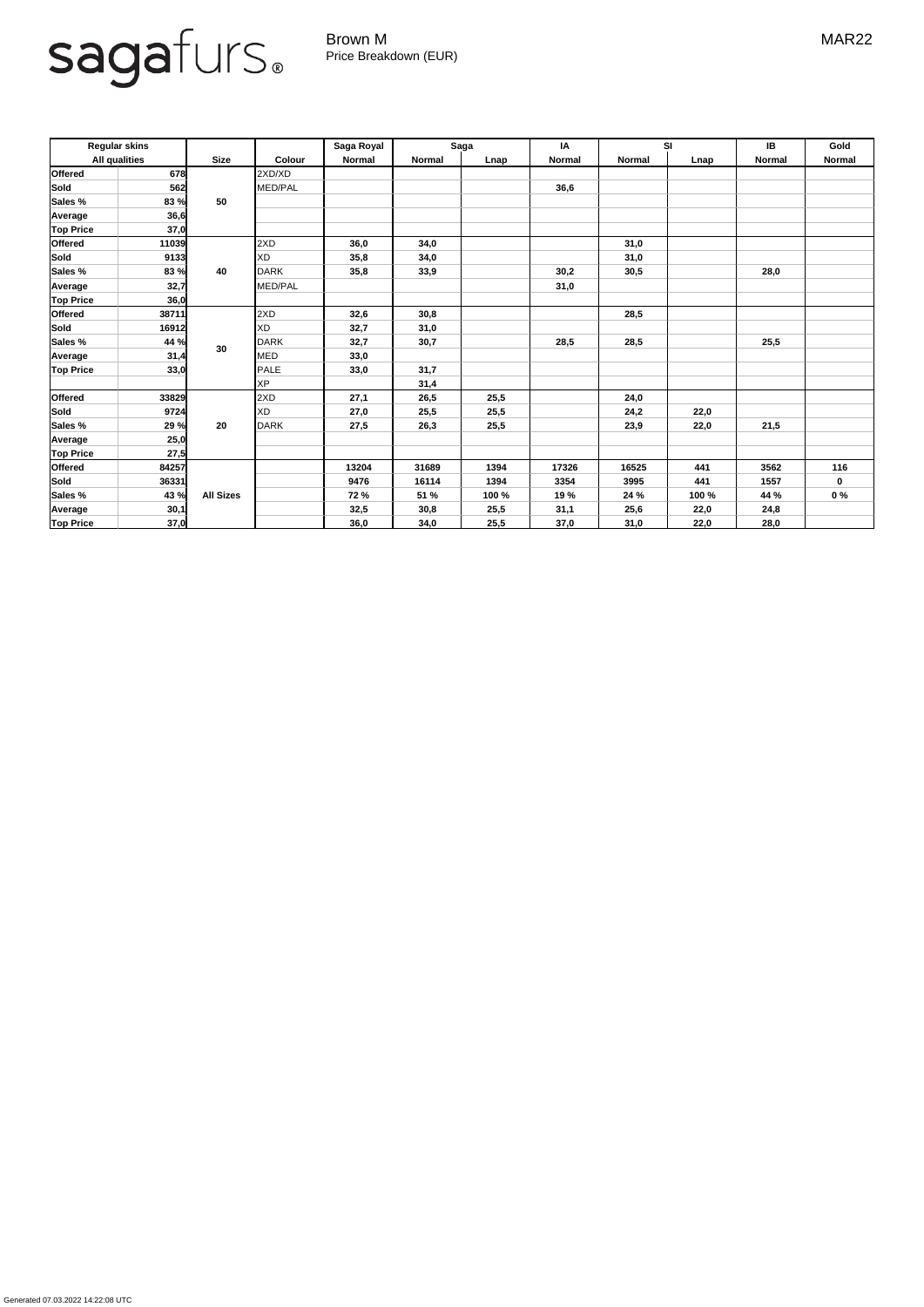sagafurs®

Brown M
Price Breakdown (EUR)

MAR22

| Regular skins | | Size | Colour | Saga Royal | Saga | | IA | SI | | IB | Gold |
|---|---|---|---|---|---|---|---|---|---|---|---|
| All qualities | | | Colour | Normal | Normal | Lnap | Normal | Normal | Lnap | Normal | Normal |
| Offered | 678 | 50 | 2XD/XD | | | | | | | | |
| Sold | 562 | | MED/PAL | | | | 36,6 | | | | |
| Sales % | 83 % | | | | | | | | | | |
| Average | 36,6 | | | | | | | | | | |
| Top Price | 37,0 | | | | | | | | | | |
| Offered | 11039 | 40 | 2XD | 36,0 | 34,0 | | | 31,0 | | | |
| Sold | 9133 | | XD | 35,8 | 34,0 | | | 31,0 | | | |
| Sales % | 83 % | | DARK | 35,8 | 33,9 | | 30,2 | 30,5 | | 28,0 | |
| Average | 32,7 | | MED/PAL | | | | 31,0 | | | | |
| Top Price | 36,0 | | | | | | | | | | |
| Offered | 38711 | 30 | 2XD | 32,6 | 30,8 | | | 28,5 | | | |
| Sold | 16912 | | XD | 32,7 | 31,0 | | | | | | |
| Sales % | 44 % | | DARK | 32,7 | 30,7 | | 28,5 | 28,5 | | 25,5 | |
| Average | 31,4 | | MED | 33,0 | | | | | | | |
| Top Price | 33,0 | | PALE | 33,0 | 31,7 | | | | | | |
| | | | XP | | 31,4 | | | | | | |
| Offered | 33829 | 20 | 2XD | 27,1 | 26,5 | 25,5 | | 24,0 | | | |
| Sold | 9724 | | XD | 27,0 | 25,5 | 25,5 | | 24,2 | 22,0 | | |
| Sales % | 29 % | | DARK | 27,5 | 26,3 | 25,5 | | 23,9 | 22,0 | 21,5 | |
| Average | 25,0 | | | | | | | | | | |
| Top Price | 27,5 | | | | | | | | | | |
| Offered | 84257 | All Sizes | | 13204 | 31689 | 1394 | 17326 | 16525 | 441 | 3562 | 116 |
| Sold | 36331 | | | 9476 | 16114 | 1394 | 3354 | 3995 | 441 | 1557 | 0 |
| Sales % | 43 % | | | 72 % | 51 % | 100 % | 19 % | 24 % | 100 % | 44 % | 0 % |
| Average | 30,1 | | | 32,5 | 30,8 | 25,5 | 31,1 | 25,6 | 22,0 | 24,8 | |
| Top Price | 37,0 | | | 36,0 | 34,0 | 25,5 | 37,0 | 31,0 | 22,0 | 28,0 | |

Generated 07.03.2022 14:22:08 UTC